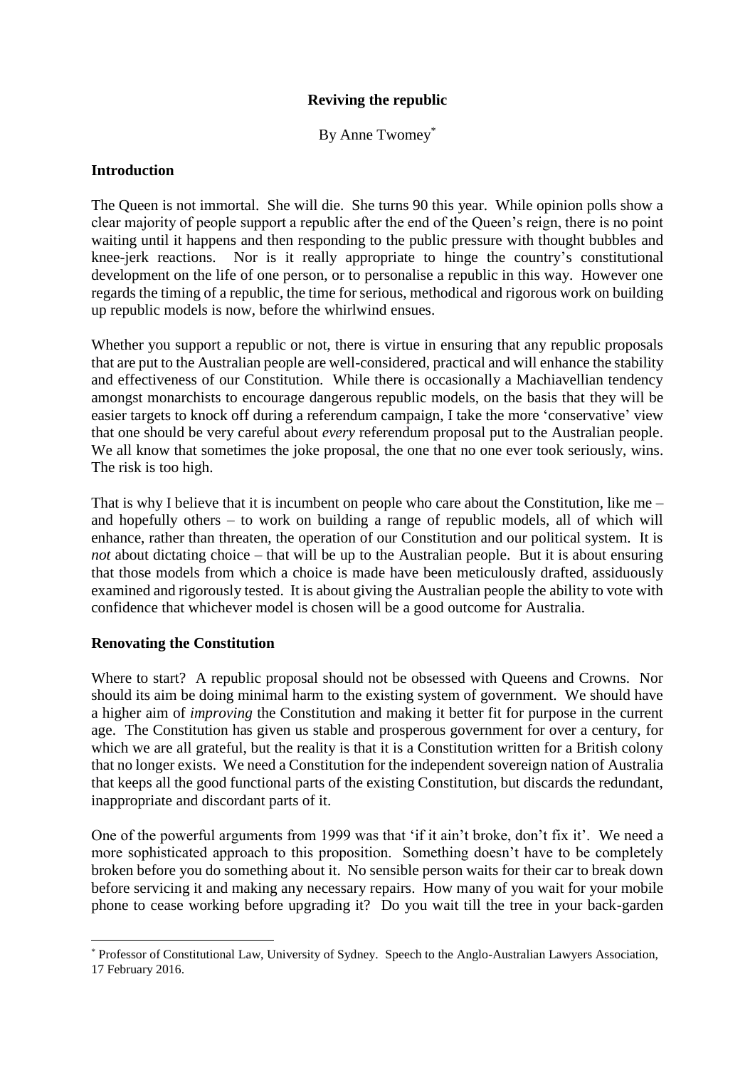# Reviving the republic

By Anne Twomey[*]

## Introduction

The Queen is not immortal. She will die. She turns 90 this year. While opinion polls show a clear majority of people support a republic after the end of the Queen's reign, there is no point waiting until it happens and then responding to the public pressure with thought bubbles and knee-jerk reactions. Nor is it really appropriate to hinge the country's constitutional development on the life of one person, or to personalise a republic in this way. However one regards the timing of a republic, the time for serious, methodical and rigorous work on building up republic models is now, before the whirlwind ensues.

Whether you support a republic or not, there is virtue in ensuring that any republic proposals that are put to the Australian people are well-considered, practical and will enhance the stability and effectiveness of our Constitution. While there is occasionally a Machiavellian tendency amongst monarchists to encourage dangerous republic models, on the basis that they will be easier targets to knock off during a referendum campaign, I take the more 'conservative' view that one should be very careful about *every* referendum proposal put to the Australian people. We all know that sometimes the joke proposal, the one that no one ever took seriously, wins. The risk is too high.

That is why I believe that it is incumbent on people who care about the Constitution, like me – and hopefully others – to work on building a range of republic models, all of which will enhance, rather than threaten, the operation of our Constitution and our political system. It is *not* about dictating choice – that will be up to the Australian people. But it is about ensuring that those models from which a choice is made have been meticulously drafted, assiduously examined and rigorously tested. It is about giving the Australian people the ability to vote with confidence that whichever model is chosen will be a good outcome for Australia.

## Renovating the Constitution

Where to start? A republic proposal should not be obsessed with Queens and Crowns. Nor should its aim be doing minimal harm to the existing system of government. We should have a higher aim of *improving* the Constitution and making it better fit for purpose in the current age. The Constitution has given us stable and prosperous government for over a century, for which we are all grateful, but the reality is that it is a Constitution written for a British colony that no longer exists. We need a Constitution for the independent sovereign nation of Australia that keeps all the good functional parts of the existing Constitution, but discards the redundant, inappropriate and discordant parts of it.

One of the powerful arguments from 1999 was that 'if it ain't broke, don't fix it'. We need a more sophisticated approach to this proposition. Something doesn't have to be completely broken before you do something about it. No sensible person waits for their car to break down before servicing it and making any necessary repairs. How many of you wait for your mobile phone to cease working before upgrading it? Do you wait till the tree in your back-garden

[*] Professor of Constitutional Law, University of Sydney. Speech to the Anglo-Australian Lawyers Association, 17 February 2016.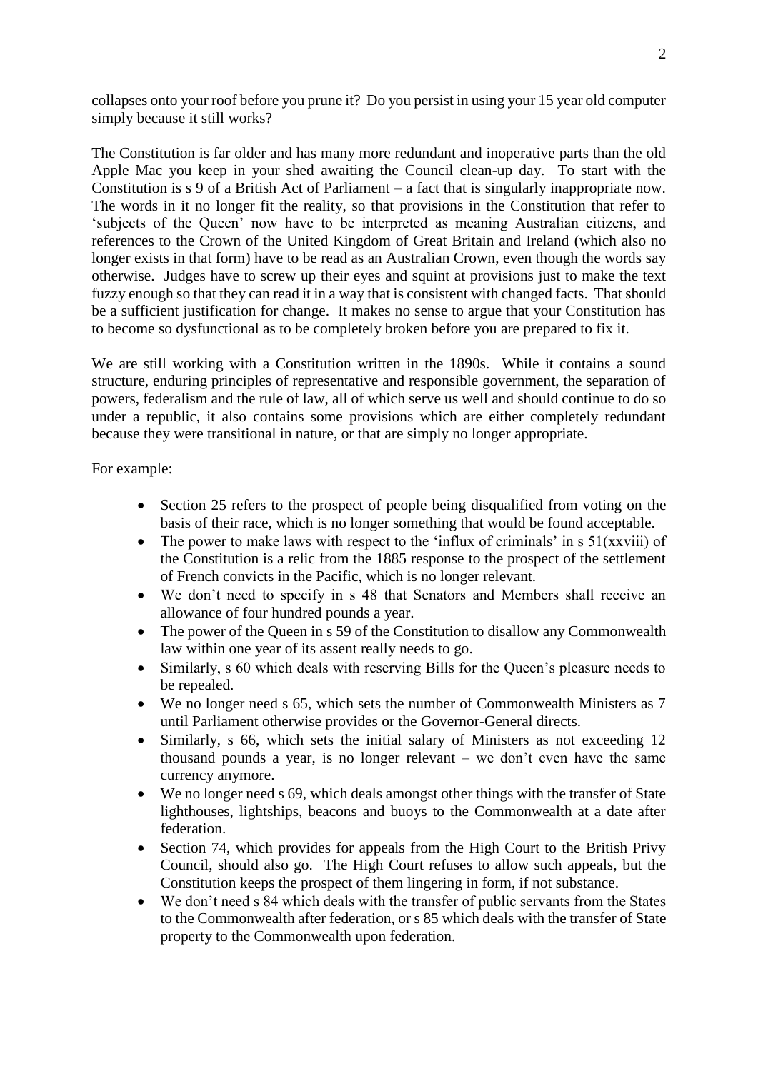collapses onto your roof before you prune it? Do you persist in using your 15 year old computer simply because it still works?

The Constitution is far older and has many more redundant and inoperative parts than the old Apple Mac you keep in your shed awaiting the Council clean-up day. To start with the Constitution is s 9 of a British Act of Parliament – a fact that is singularly inappropriate now. The words in it no longer fit the reality, so that provisions in the Constitution that refer to 'subjects of the Queen' now have to be interpreted as meaning Australian citizens, and references to the Crown of the United Kingdom of Great Britain and Ireland (which also no longer exists in that form) have to be read as an Australian Crown, even though the words say otherwise. Judges have to screw up their eyes and squint at provisions just to make the text fuzzy enough so that they can read it in a way that is consistent with changed facts. That should be a sufficient justification for change. It makes no sense to argue that your Constitution has to become so dysfunctional as to be completely broken before you are prepared to fix it.

We are still working with a Constitution written in the 1890s. While it contains a sound structure, enduring principles of representative and responsible government, the separation of powers, federalism and the rule of law, all of which serve us well and should continue to do so under a republic, it also contains some provisions which are either completely redundant because they were transitional in nature, or that are simply no longer appropriate.

For example:

- Section 25 refers to the prospect of people being disqualified from voting on the basis of their race, which is no longer something that would be found acceptable.
- The power to make laws with respect to the 'influx of criminals' in s 51(xxviii) of the Constitution is a relic from the 1885 response to the prospect of the settlement of French convicts in the Pacific, which is no longer relevant.
- We don't need to specify in s 48 that Senators and Members shall receive an allowance of four hundred pounds a year.
- The power of the Queen in s 59 of the Constitution to disallow any Commonwealth law within one year of its assent really needs to go.
- Similarly, s 60 which deals with reserving Bills for the Queen's pleasure needs to be repealed.
- We no longer need s 65, which sets the number of Commonwealth Ministers as 7 until Parliament otherwise provides or the Governor-General directs.
- Similarly, s 66, which sets the initial salary of Ministers as not exceeding 12 thousand pounds a year, is no longer relevant – we don't even have the same currency anymore.
- We no longer need s 69, which deals amongst other things with the transfer of State lighthouses, lightships, beacons and buoys to the Commonwealth at a date after federation.
- Section 74, which provides for appeals from the High Court to the British Privy Council, should also go. The High Court refuses to allow such appeals, but the Constitution keeps the prospect of them lingering in form, if not substance.
- We don't need s 84 which deals with the transfer of public servants from the States to the Commonwealth after federation, or s 85 which deals with the transfer of State property to the Commonwealth upon federation.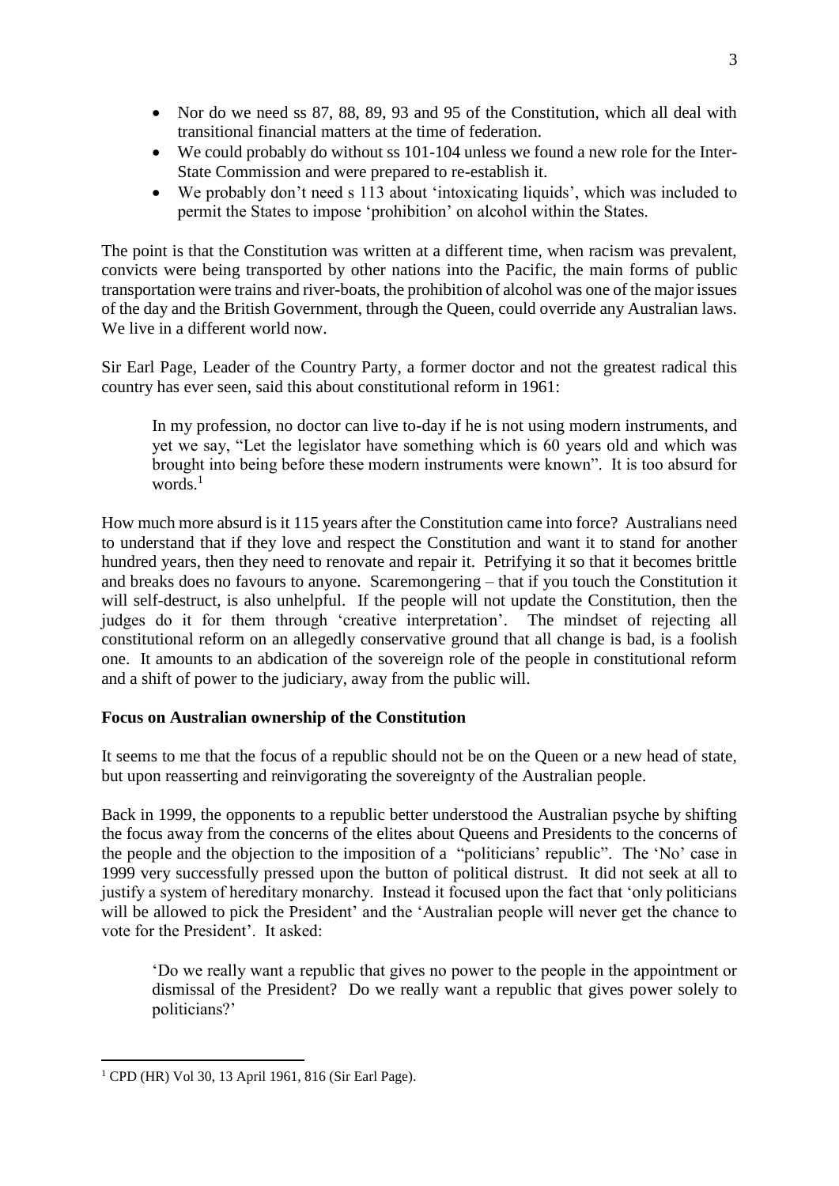- Nor do we need ss 87, 88, 89, 93 and 95 of the Constitution, which all deal with transitional financial matters at the time of federation.
- We could probably do without ss 101-104 unless we found a new role for the Inter-State Commission and were prepared to re-establish it.
- We probably don't need s 113 about 'intoxicating liquids', which was included to permit the States to impose 'prohibition' on alcohol within the States.

The point is that the Constitution was written at a different time, when racism was prevalent, convicts were being transported by other nations into the Pacific, the main forms of public transportation were trains and river-boats, the prohibition of alcohol was one of the major issues of the day and the British Government, through the Queen, could override any Australian laws. We live in a different world now.

Sir Earl Page, Leader of the Country Party, a former doctor and not the greatest radical this country has ever seen, said this about constitutional reform in 1961:

> In my profession, no doctor can live to-day if he is not using modern instruments, and yet we say, "Let the legislator have something which is 60 years old and which was brought into being before these modern instruments were known". It is too absurd for words.[1]

How much more absurd is it 115 years after the Constitution came into force? Australians need to understand that if they love and respect the Constitution and want it to stand for another hundred years, then they need to renovate and repair it. Petrifying it so that it becomes brittle and breaks does no favours to anyone. Scaremongering – that if you touch the Constitution it will self-destruct, is also unhelpful. If the people will not update the Constitution, then the judges do it for them through 'creative interpretation'. The mindset of rejecting all constitutional reform on an allegedly conservative ground that all change is bad, is a foolish one. It amounts to an abdication of the sovereign role of the people in constitutional reform and a shift of power to the judiciary, away from the public will.

**Focus on Australian ownership of the Constitution**

It seems to me that the focus of a republic should not be on the Queen or a new head of state, but upon reasserting and reinvigorating the sovereignty of the Australian people.

Back in 1999, the opponents to a republic better understood the Australian psyche by shifting the focus away from the concerns of the elites about Queens and Presidents to the concerns of the people and the objection to the imposition of a "politicians' republic". The 'No' case in 1999 very successfully pressed upon the button of political distrust. It did not seek at all to justify a system of hereditary monarchy. Instead it focused upon the fact that 'only politicians will be allowed to pick the President' and the 'Australian people will never get the chance to vote for the President'. It asked:

> 'Do we really want a republic that gives no power to the people in the appointment or dismissal of the President? Do we really want a republic that gives power solely to politicians?'

---

[1] CPD (HR) Vol 30, 13 April 1961, 816 (Sir Earl Page).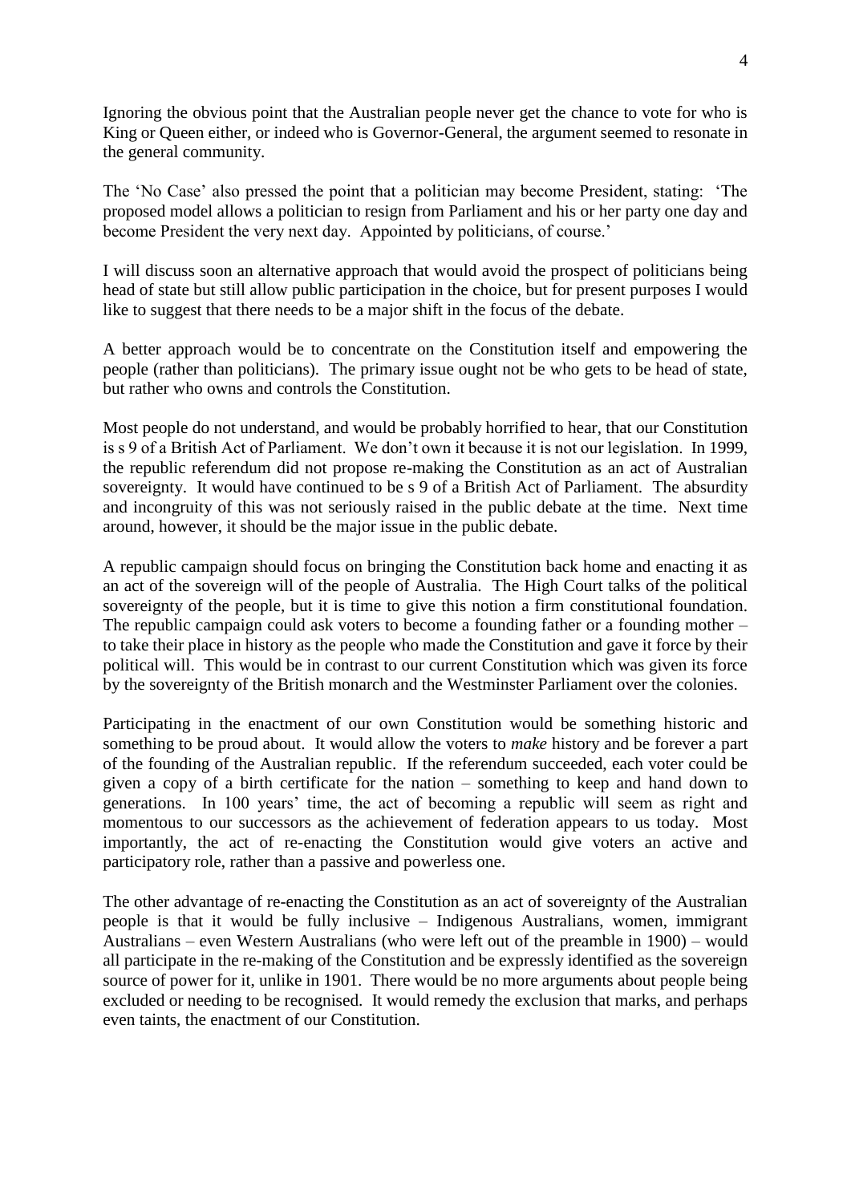Ignoring the obvious point that the Australian people never get the chance to vote for who is King or Queen either, or indeed who is Governor-General, the argument seemed to resonate in the general community.

The 'No Case' also pressed the point that a politician may become President, stating: 'The proposed model allows a politician to resign from Parliament and his or her party one day and become President the very next day. Appointed by politicians, of course.'

I will discuss soon an alternative approach that would avoid the prospect of politicians being head of state but still allow public participation in the choice, but for present purposes I would like to suggest that there needs to be a major shift in the focus of the debate.

A better approach would be to concentrate on the Constitution itself and empowering the people (rather than politicians). The primary issue ought not be who gets to be head of state, but rather who owns and controls the Constitution.

Most people do not understand, and would be probably horrified to hear, that our Constitution is s 9 of a British Act of Parliament. We don't own it because it is not our legislation. In 1999, the republic referendum did not propose re-making the Constitution as an act of Australian sovereignty. It would have continued to be s 9 of a British Act of Parliament. The absurdity and incongruity of this was not seriously raised in the public debate at the time. Next time around, however, it should be the major issue in the public debate.

A republic campaign should focus on bringing the Constitution back home and enacting it as an act of the sovereign will of the people of Australia. The High Court talks of the political sovereignty of the people, but it is time to give this notion a firm constitutional foundation. The republic campaign could ask voters to become a founding father or a founding mother – to take their place in history as the people who made the Constitution and gave it force by their political will. This would be in contrast to our current Constitution which was given its force by the sovereignty of the British monarch and the Westminster Parliament over the colonies.

Participating in the enactment of our own Constitution would be something historic and something to be proud about. It would allow the voters to *make* history and be forever a part of the founding of the Australian republic. If the referendum succeeded, each voter could be given a copy of a birth certificate for the nation – something to keep and hand down to generations. In 100 years' time, the act of becoming a republic will seem as right and momentous to our successors as the achievement of federation appears to us today. Most importantly, the act of re-enacting the Constitution would give voters an active and participatory role, rather than a passive and powerless one.

The other advantage of re-enacting the Constitution as an act of sovereignty of the Australian people is that it would be fully inclusive – Indigenous Australians, women, immigrant Australians – even Western Australians (who were left out of the preamble in 1900) – would all participate in the re-making of the Constitution and be expressly identified as the sovereign source of power for it, unlike in 1901. There would be no more arguments about people being excluded or needing to be recognised. It would remedy the exclusion that marks, and perhaps even taints, the enactment of our Constitution.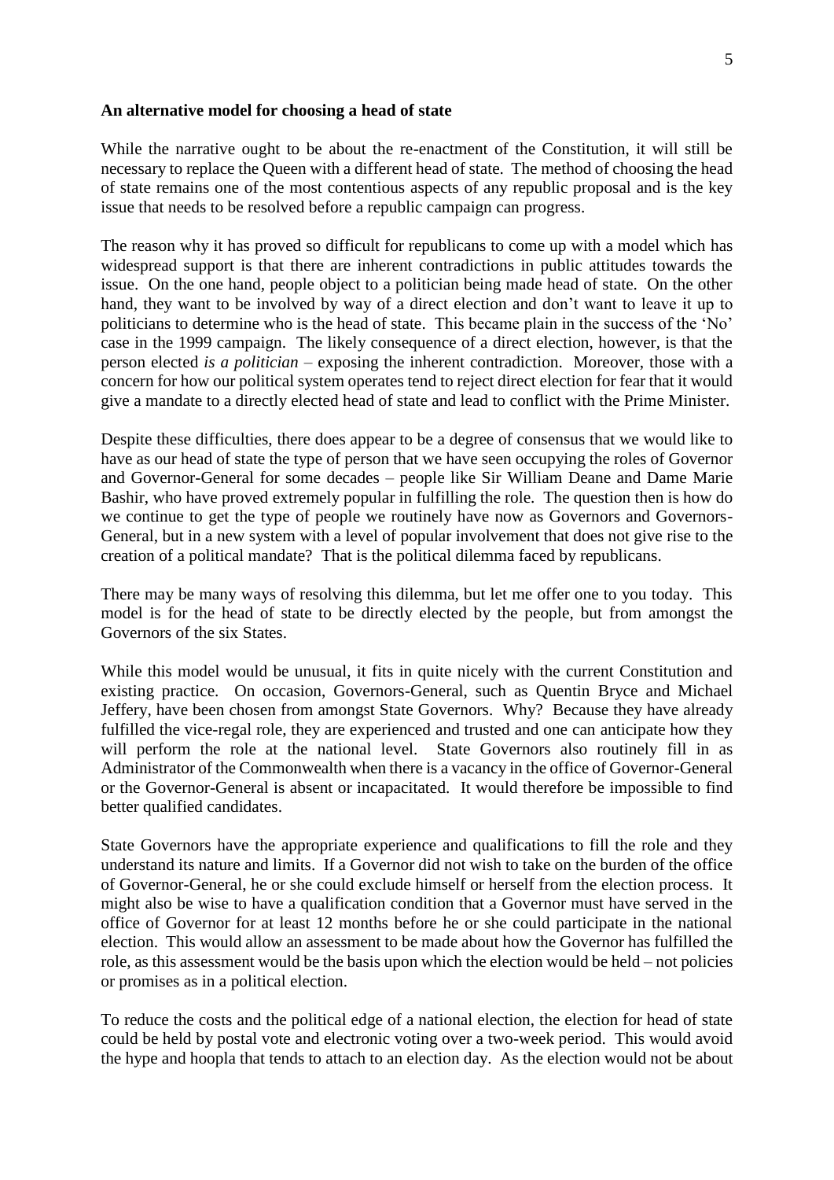**An alternative model for choosing a head of state**

While the narrative ought to be about the re-enactment of the Constitution, it will still be necessary to replace the Queen with a different head of state. The method of choosing the head of state remains one of the most contentious aspects of any republic proposal and is the key issue that needs to be resolved before a republic campaign can progress.

The reason why it has proved so difficult for republicans to come up with a model which has widespread support is that there are inherent contradictions in public attitudes towards the issue. On the one hand, people object to a politician being made head of state. On the other hand, they want to be involved by way of a direct election and don't want to leave it up to politicians to determine who is the head of state. This became plain in the success of the 'No' case in the 1999 campaign. The likely consequence of a direct election, however, is that the person elected *is a politician* – exposing the inherent contradiction. Moreover, those with a concern for how our political system operates tend to reject direct election for fear that it would give a mandate to a directly elected head of state and lead to conflict with the Prime Minister.

Despite these difficulties, there does appear to be a degree of consensus that we would like to have as our head of state the type of person that we have seen occupying the roles of Governor and Governor-General for some decades – people like Sir William Deane and Dame Marie Bashir, who have proved extremely popular in fulfilling the role. The question then is how do we continue to get the type of people we routinely have now as Governors and Governors-General, but in a new system with a level of popular involvement that does not give rise to the creation of a political mandate? That is the political dilemma faced by republicans.

There may be many ways of resolving this dilemma, but let me offer one to you today. This model is for the head of state to be directly elected by the people, but from amongst the Governors of the six States.

While this model would be unusual, it fits in quite nicely with the current Constitution and existing practice. On occasion, Governors-General, such as Quentin Bryce and Michael Jeffery, have been chosen from amongst State Governors. Why? Because they have already fulfilled the vice-regal role, they are experienced and trusted and one can anticipate how they will perform the role at the national level. State Governors also routinely fill in as Administrator of the Commonwealth when there is a vacancy in the office of Governor-General or the Governor-General is absent or incapacitated. It would therefore be impossible to find better qualified candidates.

State Governors have the appropriate experience and qualifications to fill the role and they understand its nature and limits. If a Governor did not wish to take on the burden of the office of Governor-General, he or she could exclude himself or herself from the election process. It might also be wise to have a qualification condition that a Governor must have served in the office of Governor for at least 12 months before he or she could participate in the national election. This would allow an assessment to be made about how the Governor has fulfilled the role, as this assessment would be the basis upon which the election would be held – not policies or promises as in a political election.

To reduce the costs and the political edge of a national election, the election for head of state could be held by postal vote and electronic voting over a two-week period. This would avoid the hype and hoopla that tends to attach to an election day. As the election would not be about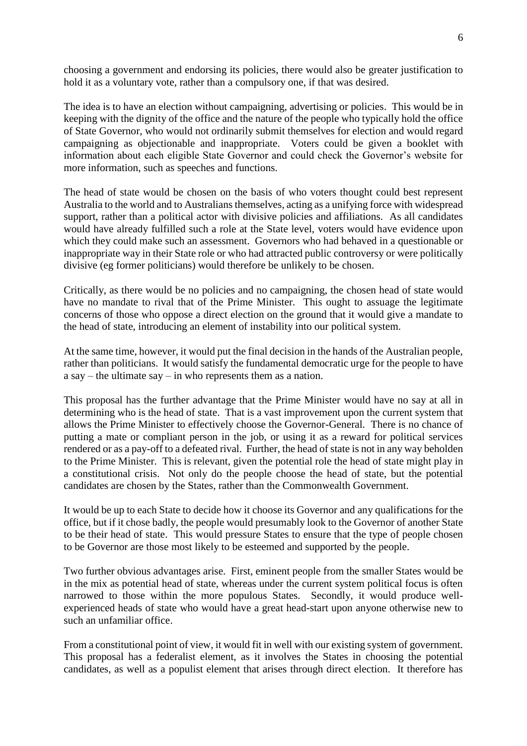choosing a government and endorsing its policies, there would also be greater justification to hold it as a voluntary vote, rather than a compulsory one, if that was desired.

The idea is to have an election without campaigning, advertising or policies. This would be in keeping with the dignity of the office and the nature of the people who typically hold the office of State Governor, who would not ordinarily submit themselves for election and would regard campaigning as objectionable and inappropriate. Voters could be given a booklet with information about each eligible State Governor and could check the Governor's website for more information, such as speeches and functions.

The head of state would be chosen on the basis of who voters thought could best represent Australia to the world and to Australians themselves, acting as a unifying force with widespread support, rather than a political actor with divisive policies and affiliations. As all candidates would have already fulfilled such a role at the State level, voters would have evidence upon which they could make such an assessment. Governors who had behaved in a questionable or inappropriate way in their State role or who had attracted public controversy or were politically divisive (eg former politicians) would therefore be unlikely to be chosen.

Critically, as there would be no policies and no campaigning, the chosen head of state would have no mandate to rival that of the Prime Minister. This ought to assuage the legitimate concerns of those who oppose a direct election on the ground that it would give a mandate to the head of state, introducing an element of instability into our political system.

At the same time, however, it would put the final decision in the hands of the Australian people, rather than politicians. It would satisfy the fundamental democratic urge for the people to have a say – the ultimate say – in who represents them as a nation.

This proposal has the further advantage that the Prime Minister would have no say at all in determining who is the head of state. That is a vast improvement upon the current system that allows the Prime Minister to effectively choose the Governor-General. There is no chance of putting a mate or compliant person in the job, or using it as a reward for political services rendered or as a pay-off to a defeated rival. Further, the head of state is not in any way beholden to the Prime Minister. This is relevant, given the potential role the head of state might play in a constitutional crisis. Not only do the people choose the head of state, but the potential candidates are chosen by the States, rather than the Commonwealth Government.

It would be up to each State to decide how it choose its Governor and any qualifications for the office, but if it chose badly, the people would presumably look to the Governor of another State to be their head of state. This would pressure States to ensure that the type of people chosen to be Governor are those most likely to be esteemed and supported by the people.

Two further obvious advantages arise. First, eminent people from the smaller States would be in the mix as potential head of state, whereas under the current system political focus is often narrowed to those within the more populous States. Secondly, it would produce well-experienced heads of state who would have a great head-start upon anyone otherwise new to such an unfamiliar office.

From a constitutional point of view, it would fit in well with our existing system of government. This proposal has a federalist element, as it involves the States in choosing the potential candidates, as well as a populist element that arises through direct election. It therefore has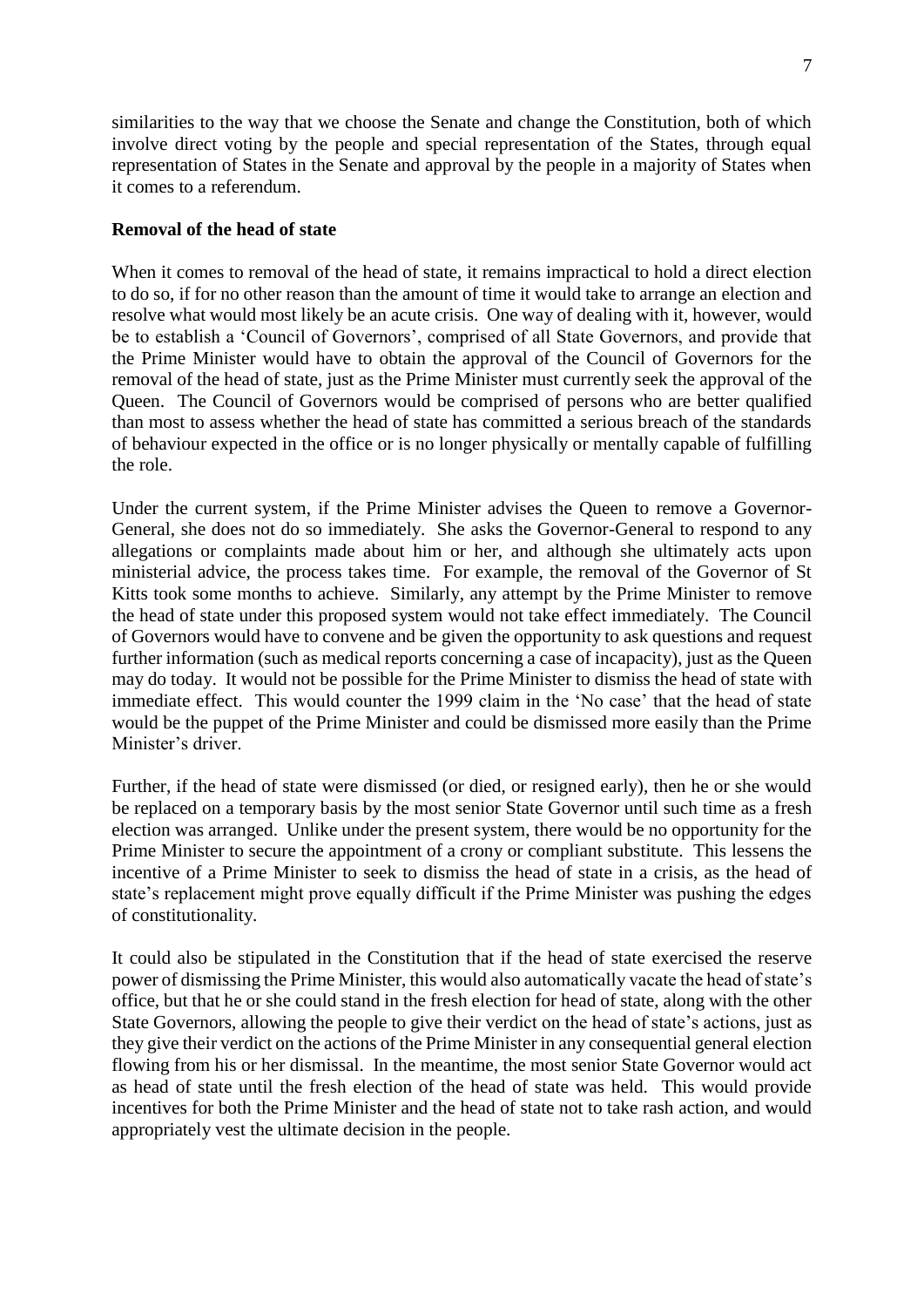similarities to the way that we choose the Senate and change the Constitution, both of which involve direct voting by the people and special representation of the States, through equal representation of States in the Senate and approval by the people in a majority of States when it comes to a referendum.

**Removal of the head of state**

When it comes to removal of the head of state, it remains impractical to hold a direct election to do so, if for no other reason than the amount of time it would take to arrange an election and resolve what would most likely be an acute crisis. One way of dealing with it, however, would be to establish a 'Council of Governors', comprised of all State Governors, and provide that the Prime Minister would have to obtain the approval of the Council of Governors for the removal of the head of state, just as the Prime Minister must currently seek the approval of the Queen. The Council of Governors would be comprised of persons who are better qualified than most to assess whether the head of state has committed a serious breach of the standards of behaviour expected in the office or is no longer physically or mentally capable of fulfilling the role.

Under the current system, if the Prime Minister advises the Queen to remove a Governor-General, she does not do so immediately. She asks the Governor-General to respond to any allegations or complaints made about him or her, and although she ultimately acts upon ministerial advice, the process takes time. For example, the removal of the Governor of St Kitts took some months to achieve. Similarly, any attempt by the Prime Minister to remove the head of state under this proposed system would not take effect immediately. The Council of Governors would have to convene and be given the opportunity to ask questions and request further information (such as medical reports concerning a case of incapacity), just as the Queen may do today. It would not be possible for the Prime Minister to dismiss the head of state with immediate effect. This would counter the 1999 claim in the 'No case' that the head of state would be the puppet of the Prime Minister and could be dismissed more easily than the Prime Minister's driver.

Further, if the head of state were dismissed (or died, or resigned early), then he or she would be replaced on a temporary basis by the most senior State Governor until such time as a fresh election was arranged. Unlike under the present system, there would be no opportunity for the Prime Minister to secure the appointment of a crony or compliant substitute. This lessens the incentive of a Prime Minister to seek to dismiss the head of state in a crisis, as the head of state's replacement might prove equally difficult if the Prime Minister was pushing the edges of constitutionality.

It could also be stipulated in the Constitution that if the head of state exercised the reserve power of dismissing the Prime Minister, this would also automatically vacate the head of state's office, but that he or she could stand in the fresh election for head of state, along with the other State Governors, allowing the people to give their verdict on the head of state's actions, just as they give their verdict on the actions of the Prime Minister in any consequential general election flowing from his or her dismissal. In the meantime, the most senior State Governor would act as head of state until the fresh election of the head of state was held. This would provide incentives for both the Prime Minister and the head of state not to take rash action, and would appropriately vest the ultimate decision in the people.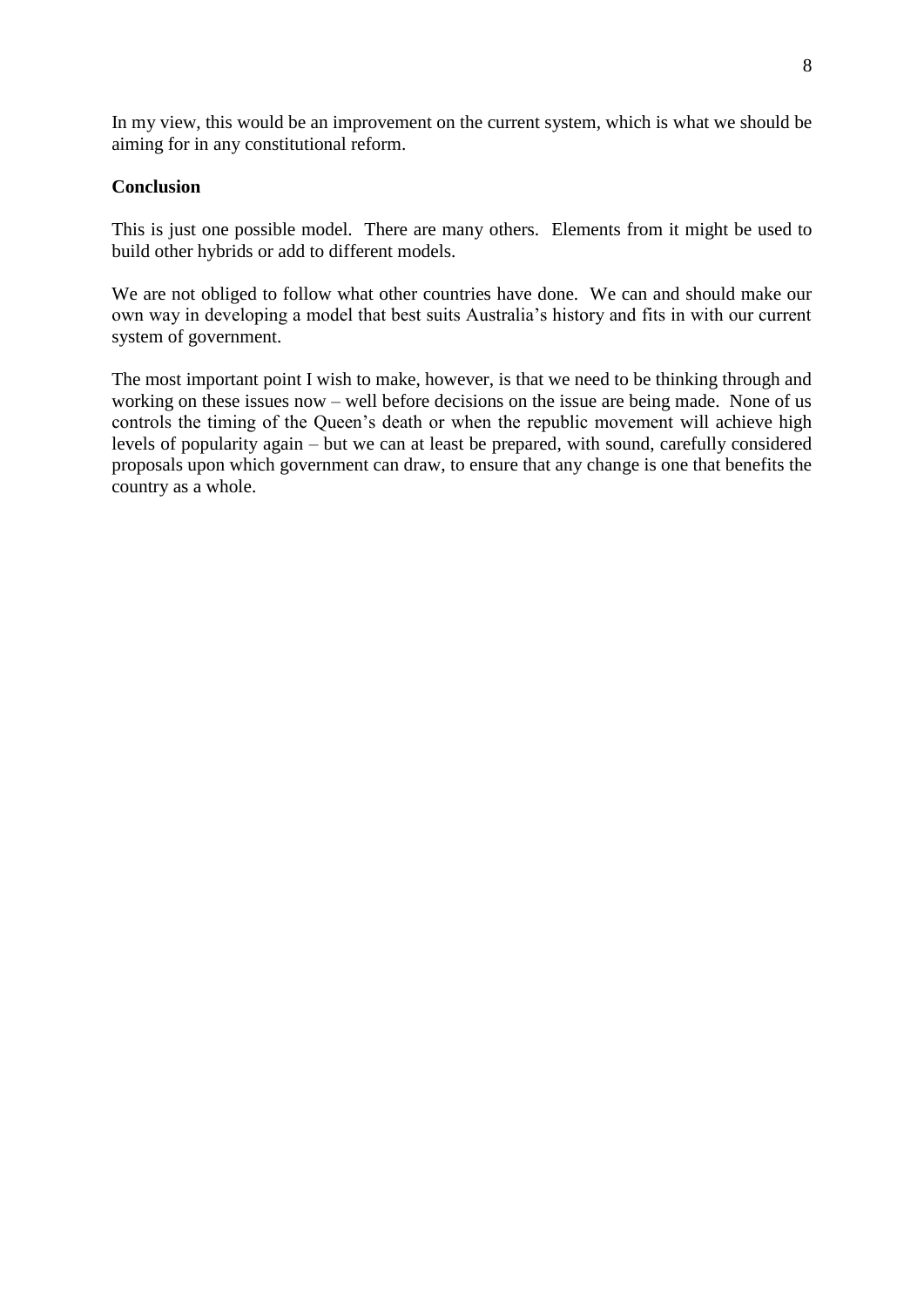In my view, this would be an improvement on the current system, which is what we should be aiming for in any constitutional reform.

**Conclusion**

This is just one possible model. There are many others. Elements from it might be used to build other hybrids or add to different models.

We are not obliged to follow what other countries have done. We can and should make our own way in developing a model that best suits Australia's history and fits in with our current system of government.

The most important point I wish to make, however, is that we need to be thinking through and working on these issues now – well before decisions on the issue are being made. None of us controls the timing of the Queen's death or when the republic movement will achieve high levels of popularity again – but we can at least be prepared, with sound, carefully considered proposals upon which government can draw, to ensure that any change is one that benefits the country as a whole.